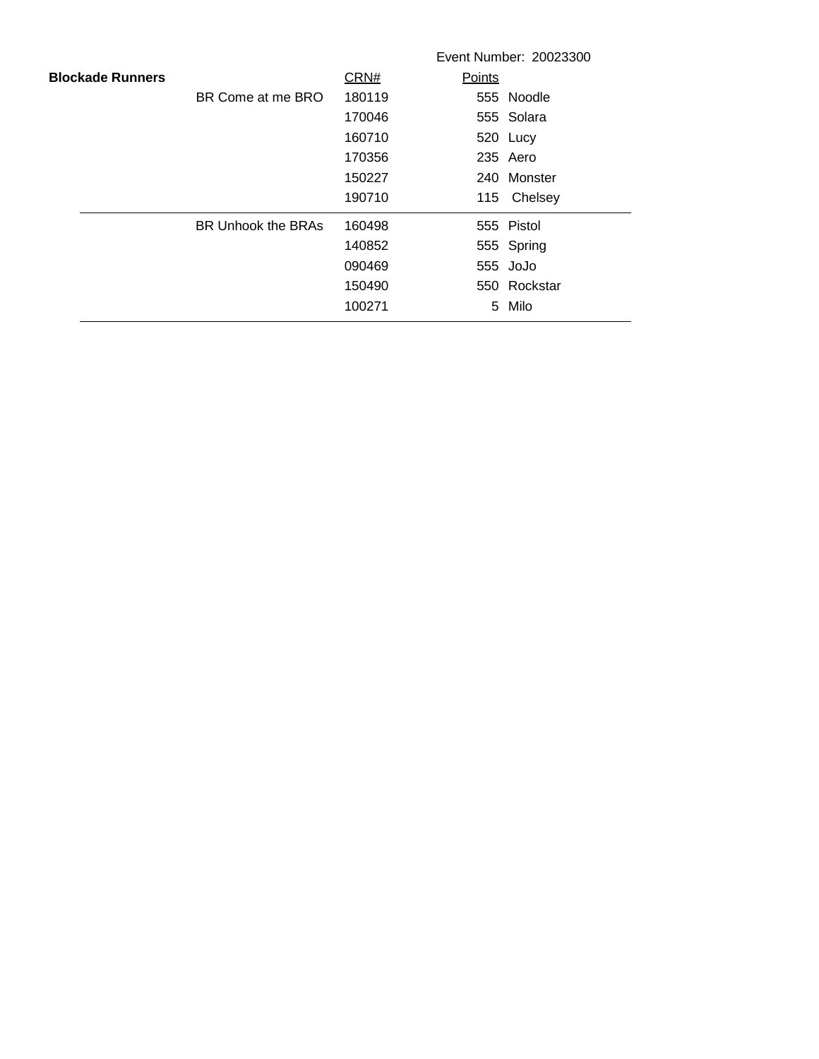Event Number: 20023300

| Blockade Runners | | CRN# | Points | |
|---|---|---|---|---|
| | BR Come at me BRO | 180119 | 555 | Noodle |
| | | 170046 | 555 | Solara |
| | | 160710 | 520 | Lucy |
| | | 170356 | 235 | Aero |
| | | 150227 | 240 | Monster |
| | | 190710 | 115 | Chelsey |
| | BR Unhook the BRAs | 160498 | 555 | Pistol |
| | | 140852 | 555 | Spring |
| | | 090469 | 555 | JoJo |
| | | 150490 | 550 | Rockstar |
| | | 100271 | 5 | Milo |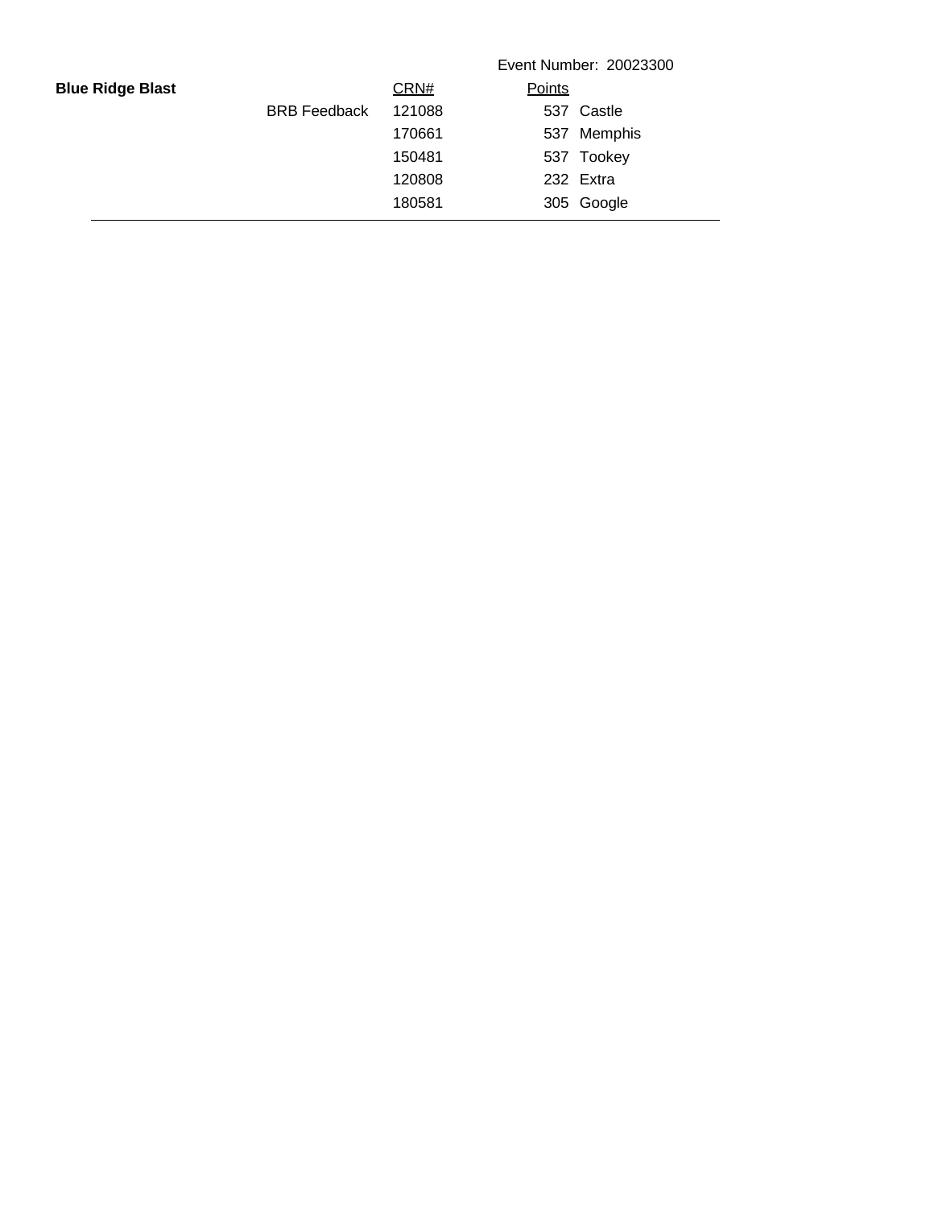Event Number: 20023300

**Blue Ridge Blast**

| | | CRN# | Points | |
|---|---|---|---|---|
| | BRB Feedback | 121088 | 537 | Castle |
| | | 170661 | 537 | Memphis |
| | | 150481 | 537 | Tookey |
| | | 120808 | 232 | Extra |
| | | 180581 | 305 | Google |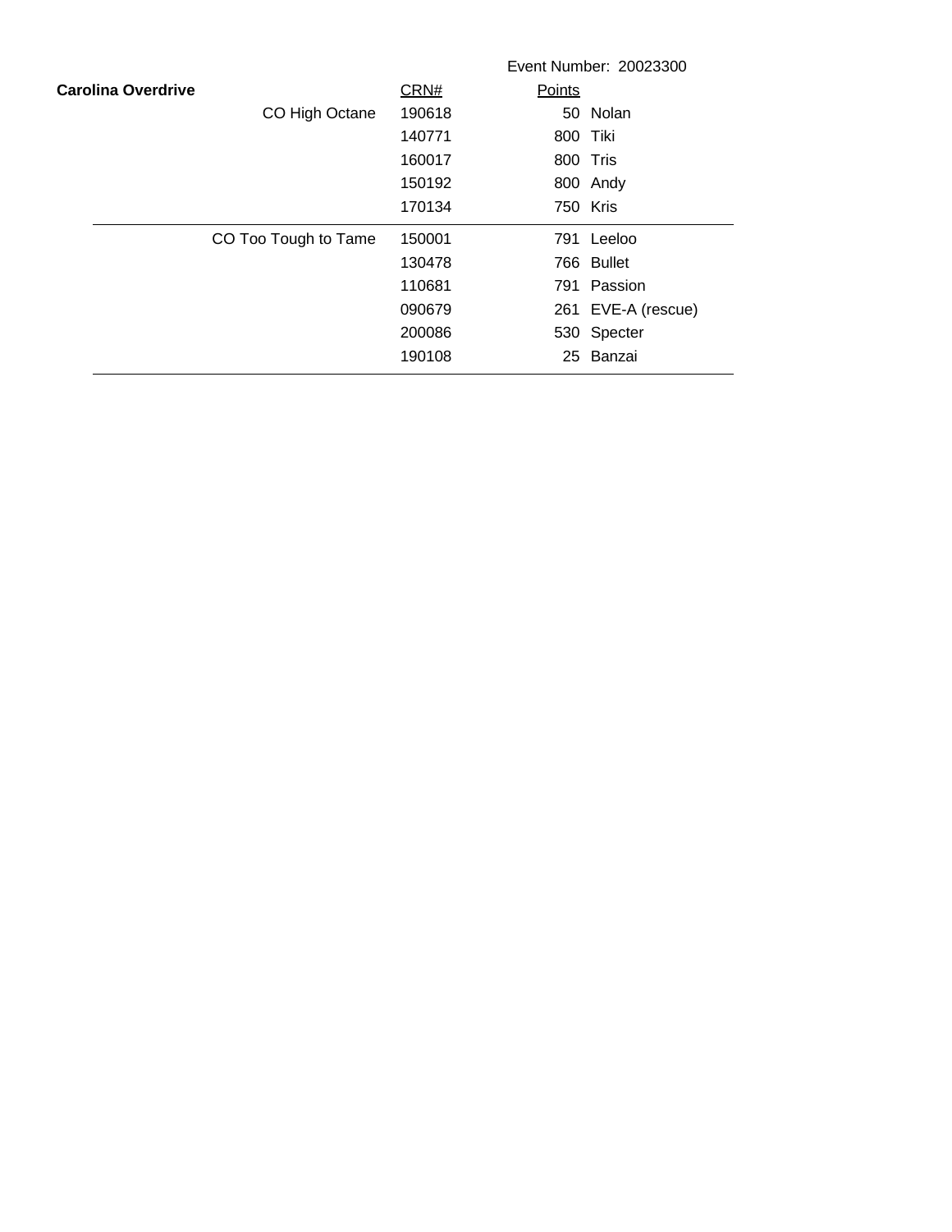Event Number: 20023300

| Carolina Overdrive | CRN# | Points | |
|---|---|---|---|
| CO High Octane | 190618 | 50 | Nolan |
| | 140771 | 800 | Tiki |
| | 160017 | 800 | Tris |
| | 150192 | 800 | Andy |
| | 170134 | 750 | Kris |
| CO Too Tough to Tame | 150001 | 791 | Leeloo |
| | 130478 | 766 | Bullet |
| | 110681 | 791 | Passion |
| | 090679 | 261 | EVE-A (rescue) |
| | 200086 | 530 | Specter |
| | 190108 | 25 | Banzai |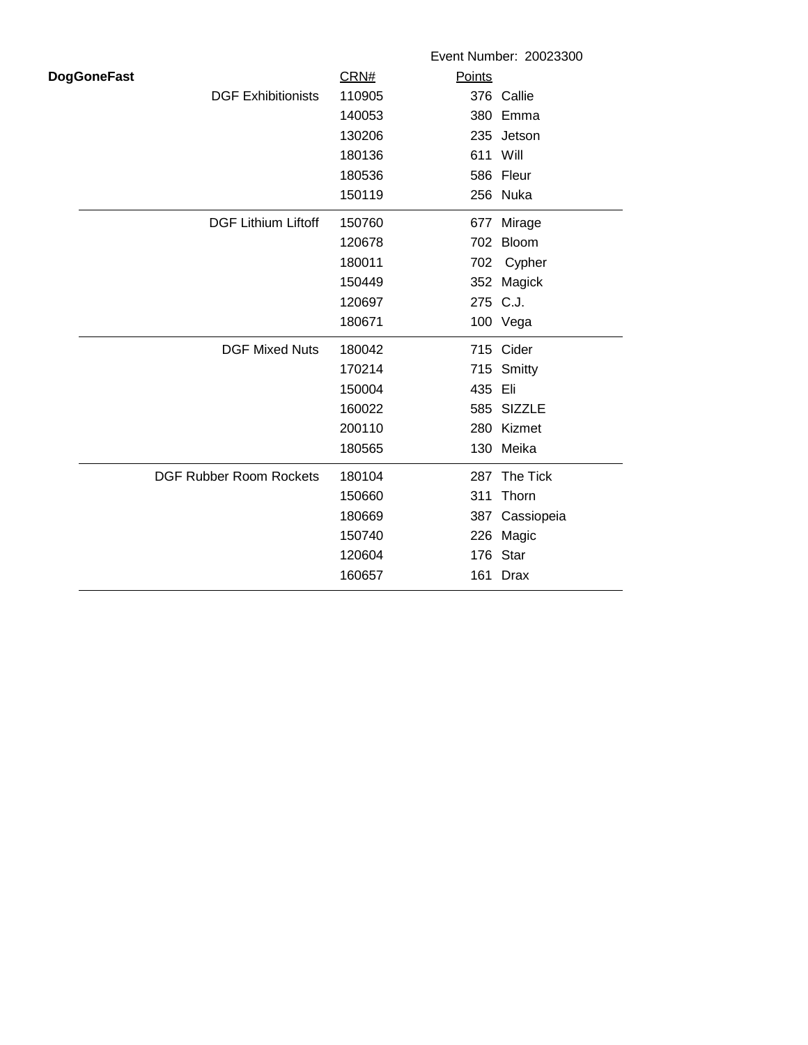Event Number: 20023300

**DogGoneFast**

| Team | CRN# | Points | Name |
|---|---|---|---|
| DGF Exhibitionists | 110905 | 376 | Callie |
| | 140053 | 380 | Emma |
| | 130206 | 235 | Jetson |
| | 180136 | 611 | Will |
| | 180536 | 586 | Fleur |
| | 150119 | 256 | Nuka |
| DGF Lithium Liftoff | 150760 | 677 | Mirage |
| | 120678 | 702 | Bloom |
| | 180011 | 702 | Cypher |
| | 150449 | 352 | Magick |
| | 120697 | 275 | C.J. |
| | 180671 | 100 | Vega |
| DGF Mixed Nuts | 180042 | 715 | Cider |
| | 170214 | 715 | Smitty |
| | 150004 | 435 | Eli |
| | 160022 | 585 | SIZZLE |
| | 200110 | 280 | Kizmet |
| | 180565 | 130 | Meika |
| DGF Rubber Room Rockets | 180104 | 287 | The Tick |
| | 150660 | 311 | Thorn |
| | 180669 | 387 | Cassiopeia |
| | 150740 | 226 | Magic |
| | 120604 | 176 | Star |
| | 160657 | 161 | Drax |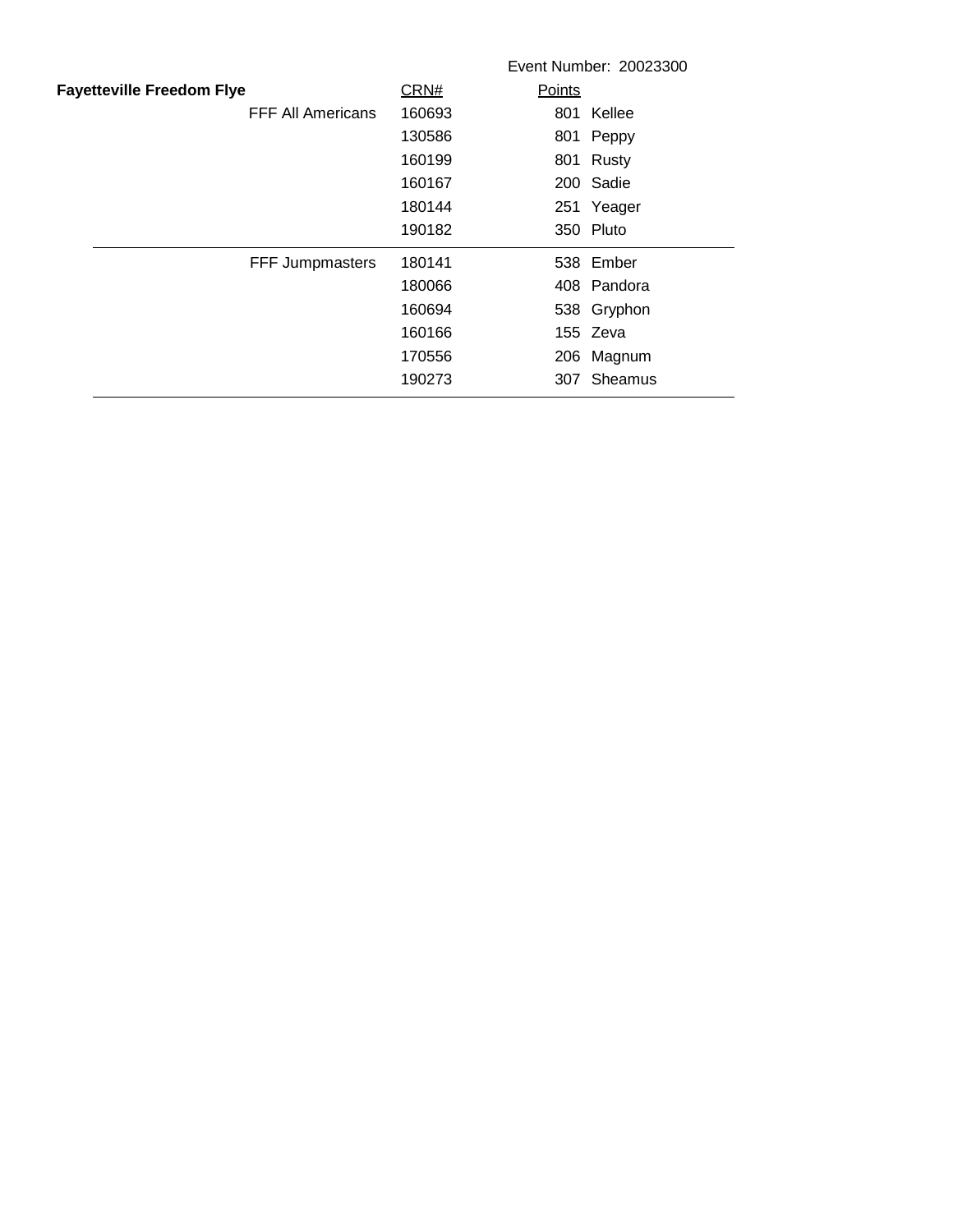Event Number: 20023300

| Fayetteville Freedom Flye | CRN# | Points | |
|---|---|---|---|
| FFF All Americans | 160693 | 801 | Kellee |
| | 130586 | 801 | Peppy |
| | 160199 | 801 | Rusty |
| | 160167 | 200 | Sadie |
| | 180144 | 251 | Yeager |
| | 190182 | 350 | Pluto |
| FFF Jumpmasters | 180141 | 538 | Ember |
| | 180066 | 408 | Pandora |
| | 160694 | 538 | Gryphon |
| | 160166 | 155 | Zeva |
| | 170556 | 206 | Magnum |
| | 190273 | 307 | Sheamus |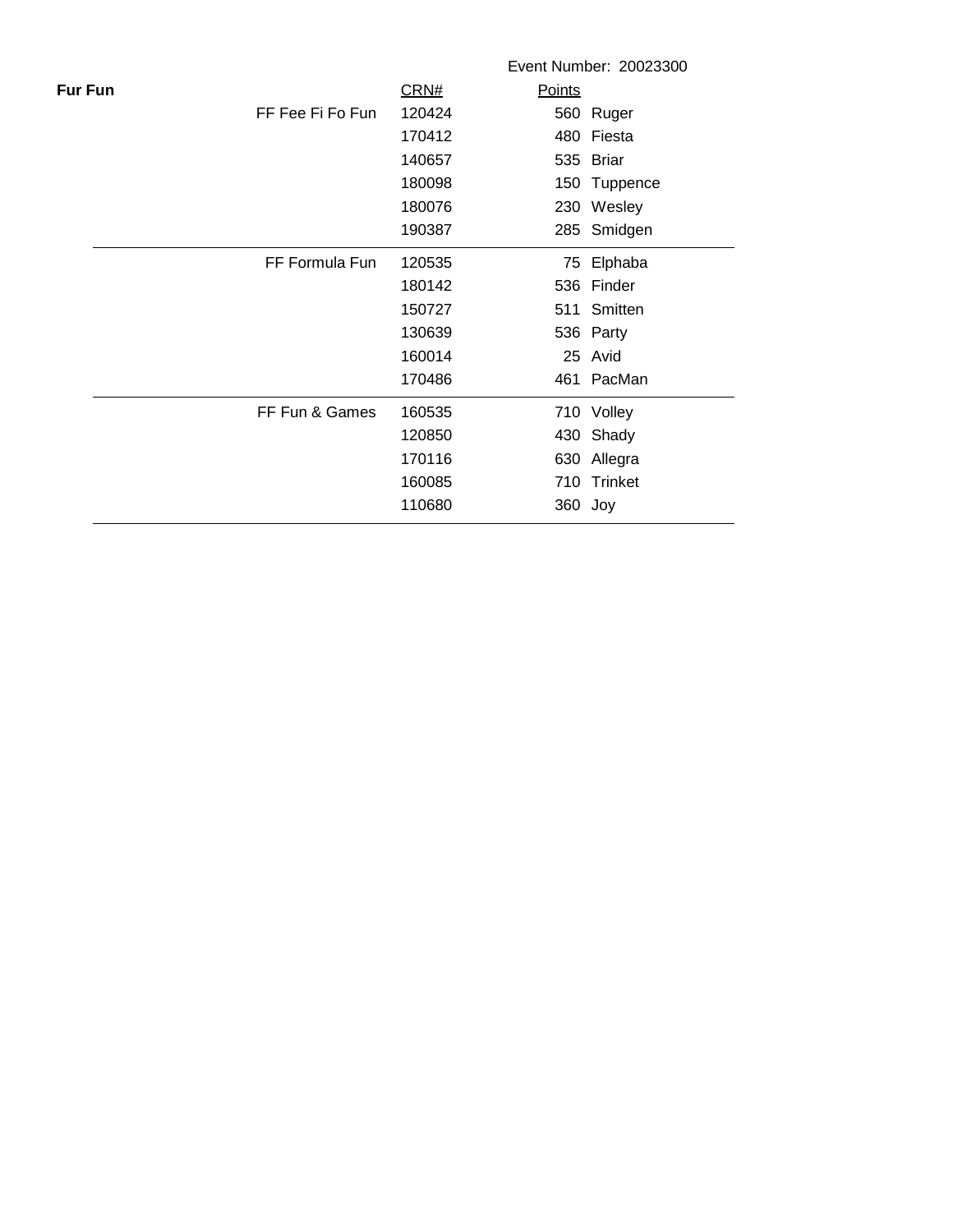Event Number: 20023300

**Fur Fun**

| Team | CRN# | Points | Name |
|---|---|---|---|
| FF Fee Fi Fo Fun | 120424 | 560 | Ruger |
| | 170412 | 480 | Fiesta |
| | 140657 | 535 | Briar |
| | 180098 | 150 | Tuppence |
| | 180076 | 230 | Wesley |
| | 190387 | 285 | Smidgen |
| FF Formula Fun | 120535 | 75 | Elphaba |
| | 180142 | 536 | Finder |
| | 150727 | 511 | Smitten |
| | 130639 | 536 | Party |
| | 160014 | 25 | Avid |
| | 170486 | 461 | PacMan |
| FF Fun & Games | 160535 | 710 | Volley |
| | 120850 | 430 | Shady |
| | 170116 | 630 | Allegra |
| | 160085 | 710 | Trinket |
| | 110680 | 360 | Joy |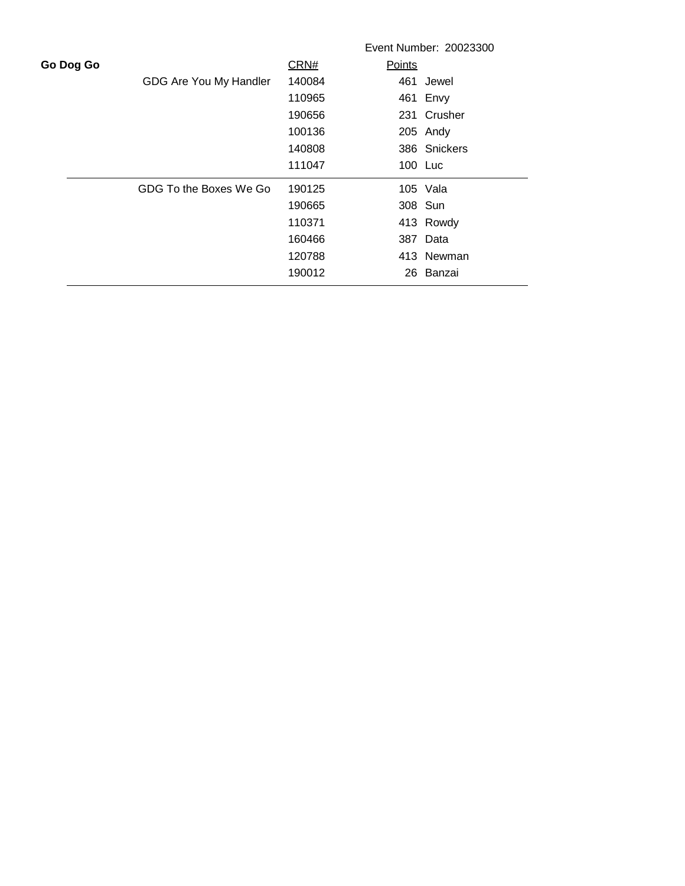Event Number: 20023300

**Go Dog Go**

| Team | CRN# | Points | Dog |
| --- | --- | --- | --- |
| GDG Are You My Handler | 140084 | 461 | Jewel |
| | 110965 | 461 | Envy |
| | 190656 | 231 | Crusher |
| | 100136 | 205 | Andy |
| | 140808 | 386 | Snickers |
| | 111047 | 100 | Luc |
| GDG To the Boxes We Go | 190125 | 105 | Vala |
| | 190665 | 308 | Sun |
| | 110371 | 413 | Rowdy |
| | 160466 | 387 | Data |
| | 120788 | 413 | Newman |
| | 190012 | 26 | Banzai |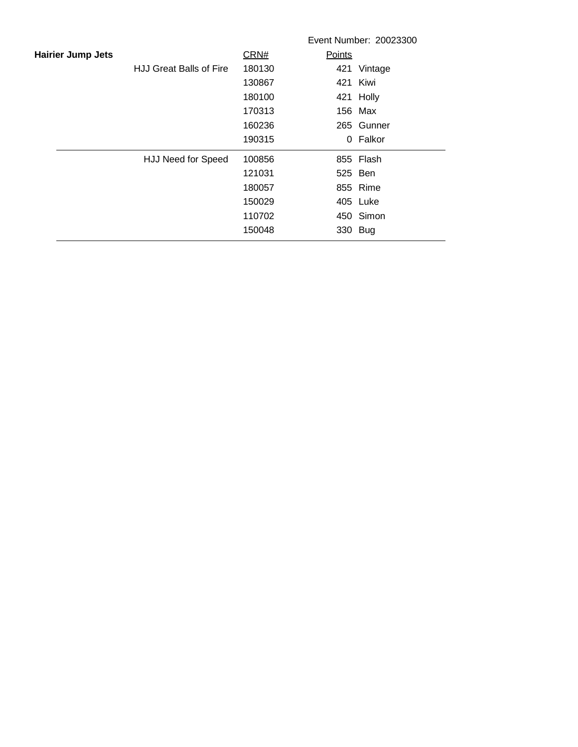Event Number: 20023300

| Hairier Jump Jets | CRN# | Points | |
|---|---|---|---|
| HJJ Great Balls of Fire | 180130 | 421 | Vintage |
| | 130867 | 421 | Kiwi |
| | 180100 | 421 | Holly |
| | 170313 | 156 | Max |
| | 160236 | 265 | Gunner |
| | 190315 | 0 | Falkor |
| HJJ Need for Speed | 100856 | 855 | Flash |
| | 121031 | 525 | Ben |
| | 180057 | 855 | Rime |
| | 150029 | 405 | Luke |
| | 110702 | 450 | Simon |
| | 150048 | 330 | Bug |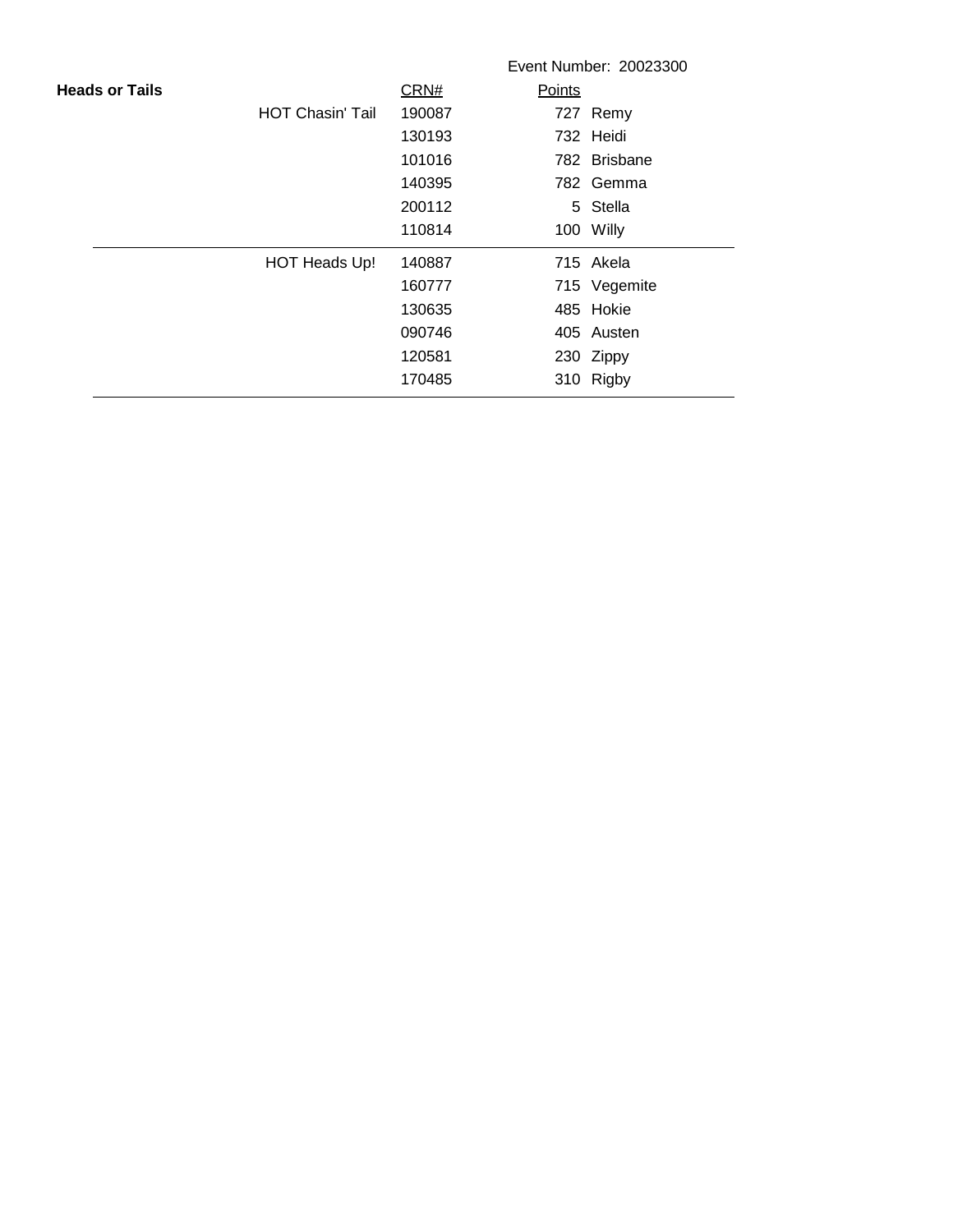Event Number: 20023300

**Heads or Tails**

| | CRN# | Points | |
|---|---|---|---|
| HOT Chasin' Tail | 190087 | 727 | Remy |
| | 130193 | 732 | Heidi |
| | 101016 | 782 | Brisbane |
| | 140395 | 782 | Gemma |
| | 200112 | 5 | Stella |
| | 110814 | 100 | Willy |
| HOT Heads Up! | 140887 | 715 | Akela |
| | 160777 | 715 | Vegemite |
| | 130635 | 485 | Hokie |
| | 090746 | 405 | Austen |
| | 120581 | 230 | Zippy |
| | 170485 | 310 | Rigby |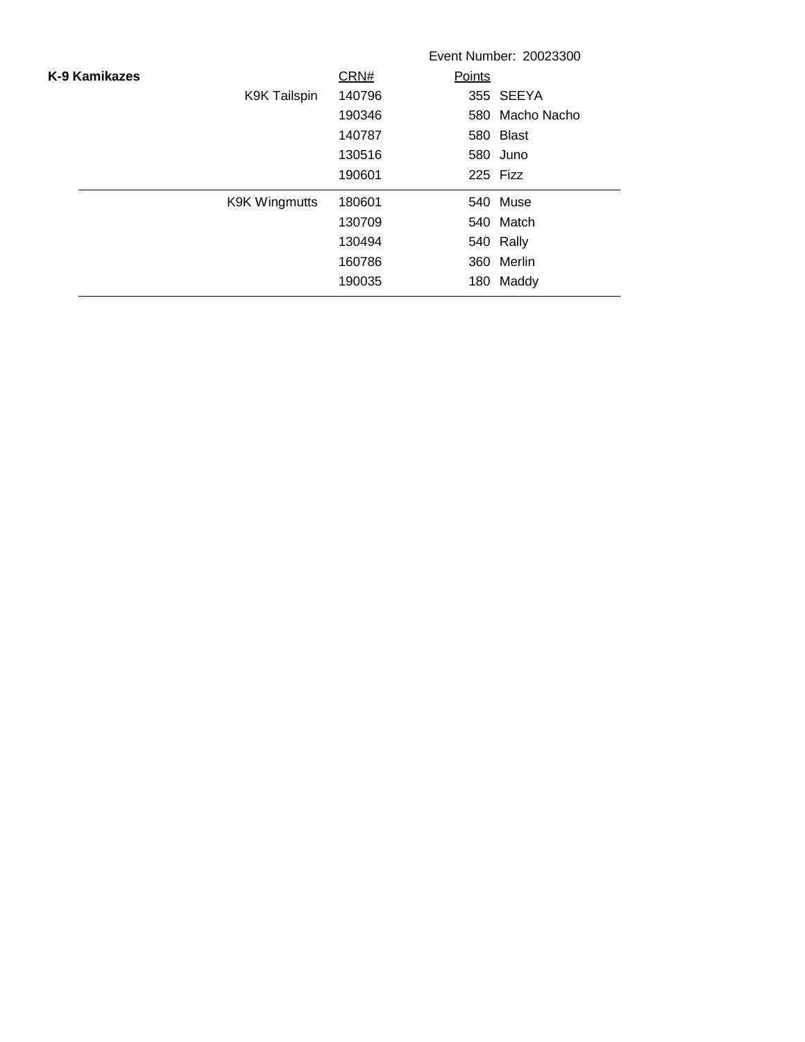Event Number: 20023300

**K-9 Kamikazes**

| | CRN# | Points | |
|---|---|---|---|
| K9K Tailspin | 140796 | 355 | SEEYA |
| | 190346 | 580 | Macho Nacho |
| | 140787 | 580 | Blast |
| | 130516 | 580 | Juno |
| | 190601 | 225 | Fizz |
| K9K Wingmutts | 180601 | 540 | Muse |
| | 130709 | 540 | Match |
| | 130494 | 540 | Rally |
| | 160786 | 360 | Merlin |
| | 190035 | 180 | Maddy |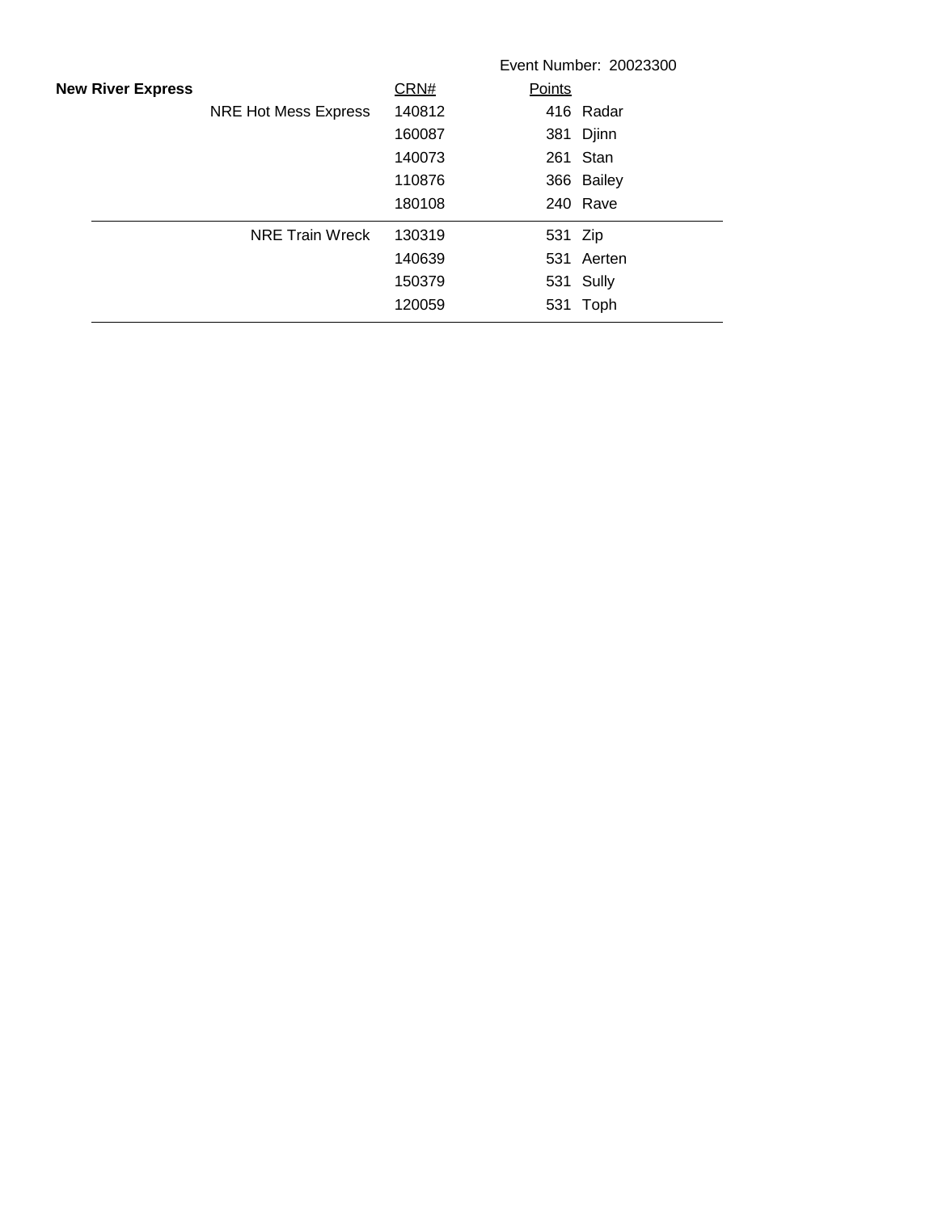Event Number: 20023300

| **New River Express** | CRN# | Points | |
|---|---|---|---|
| NRE Hot Mess Express | 140812 | 416 | Radar |
| | 160087 | 381 | Djinn |
| | 140073 | 261 | Stan |
| | 110876 | 366 | Bailey |
| | 180108 | 240 | Rave |
| NRE Train Wreck | 130319 | 531 | Zip |
| | 140639 | 531 | Aerten |
| | 150379 | 531 | Sully |
| | 120059 | 531 | Toph |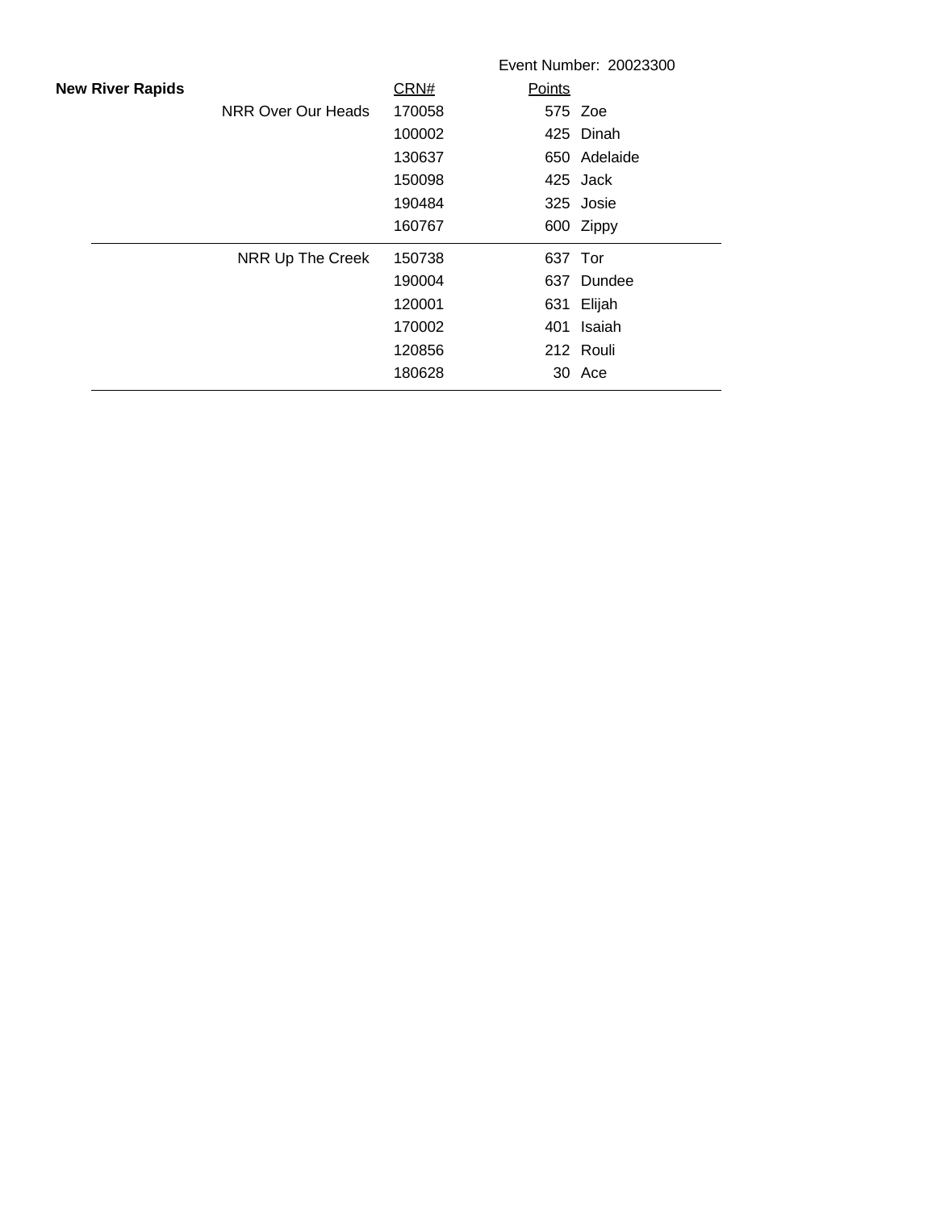Event Number: 20023300

| New River Rapids | | CRN# | Points | |
|---|---|---|---|---|
| | NRR Over Our Heads | 170058 | 575 | Zoe |
| | | 100002 | 425 | Dinah |
| | | 130637 | 650 | Adelaide |
| | | 150098 | 425 | Jack |
| | | 190484 | 325 | Josie |
| | | 160767 | 600 | Zippy |
| | NRR Up The Creek | 150738 | 637 | Tor |
| | | 190004 | 637 | Dundee |
| | | 120001 | 631 | Elijah |
| | | 170002 | 401 | Isaiah |
| | | 120856 | 212 | Rouli |
| | | 180628 | 30 | Ace |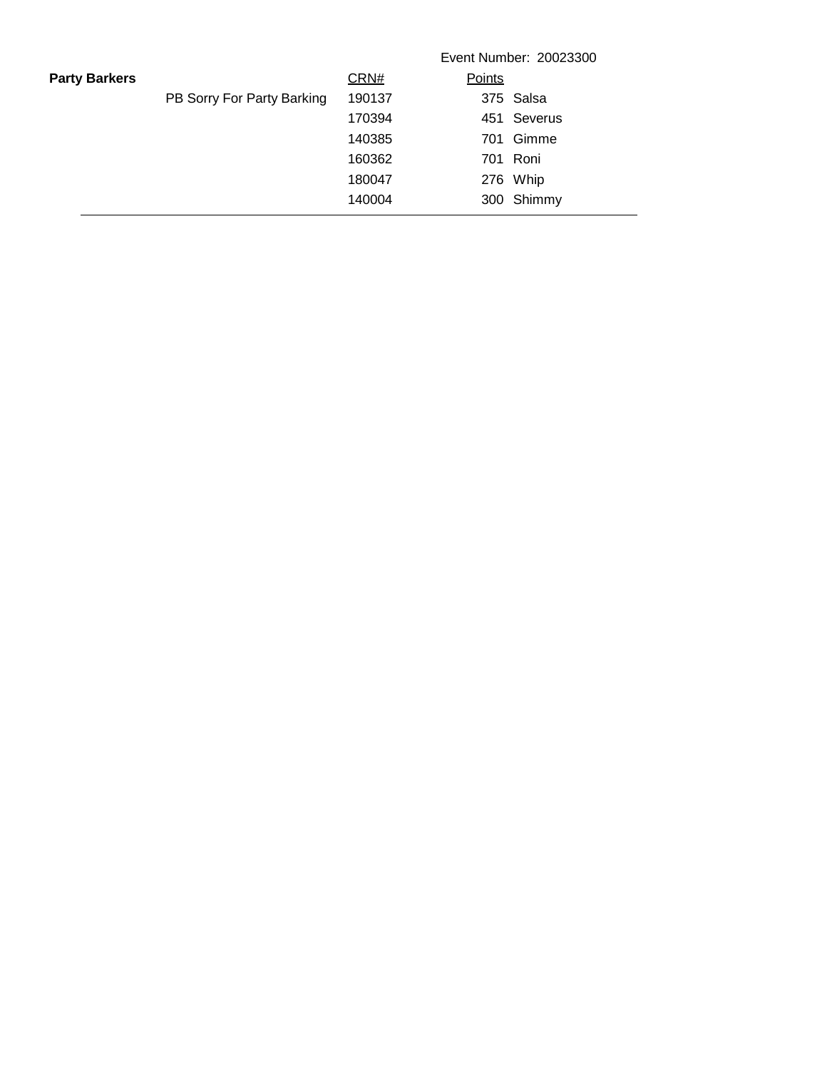Event Number: 20023300

| Party Barkers | | CRN# | Points | |
|---|---|---|---|---|
| | PB Sorry For Party Barking | 190137 | 375 | Salsa |
| | | 170394 | 451 | Severus |
| | | 140385 | 701 | Gimme |
| | | 160362 | 701 | Roni |
| | | 180047 | 276 | Whip |
| | | 140004 | 300 | Shimmy |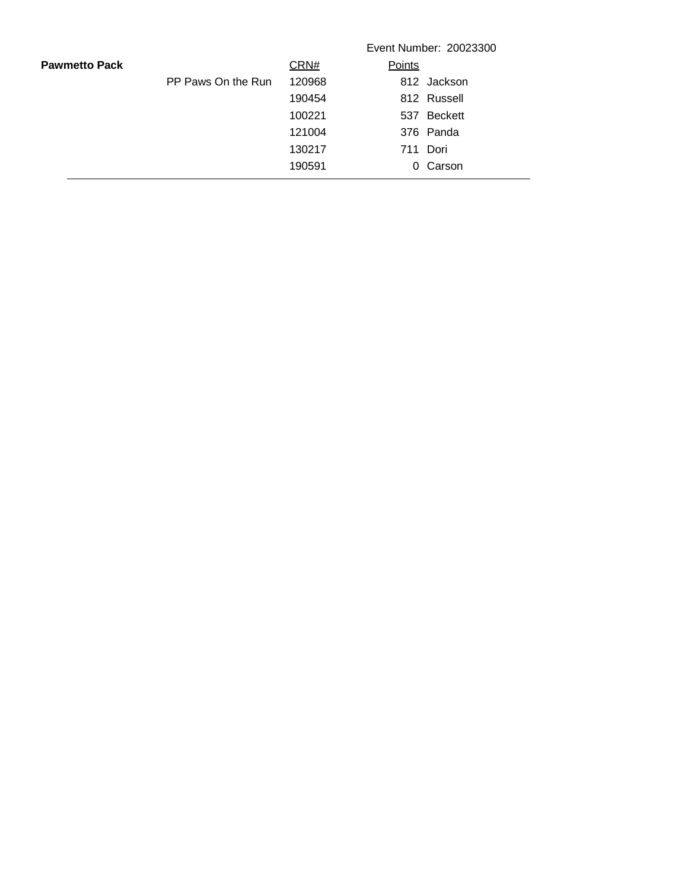Event Number: 20023300

| | | CRN# | Points | |
|---|---|---|---|---|
| **Pawmetto Pack** | | | | |
| | PP Paws On the Run | 120968 | 812 | Jackson |
| | | 190454 | 812 | Russell |
| | | 100221 | 537 | Beckett |
| | | 121004 | 376 | Panda |
| | | 130217 | 711 | Dori |
| | | 190591 | 0 | Carson |